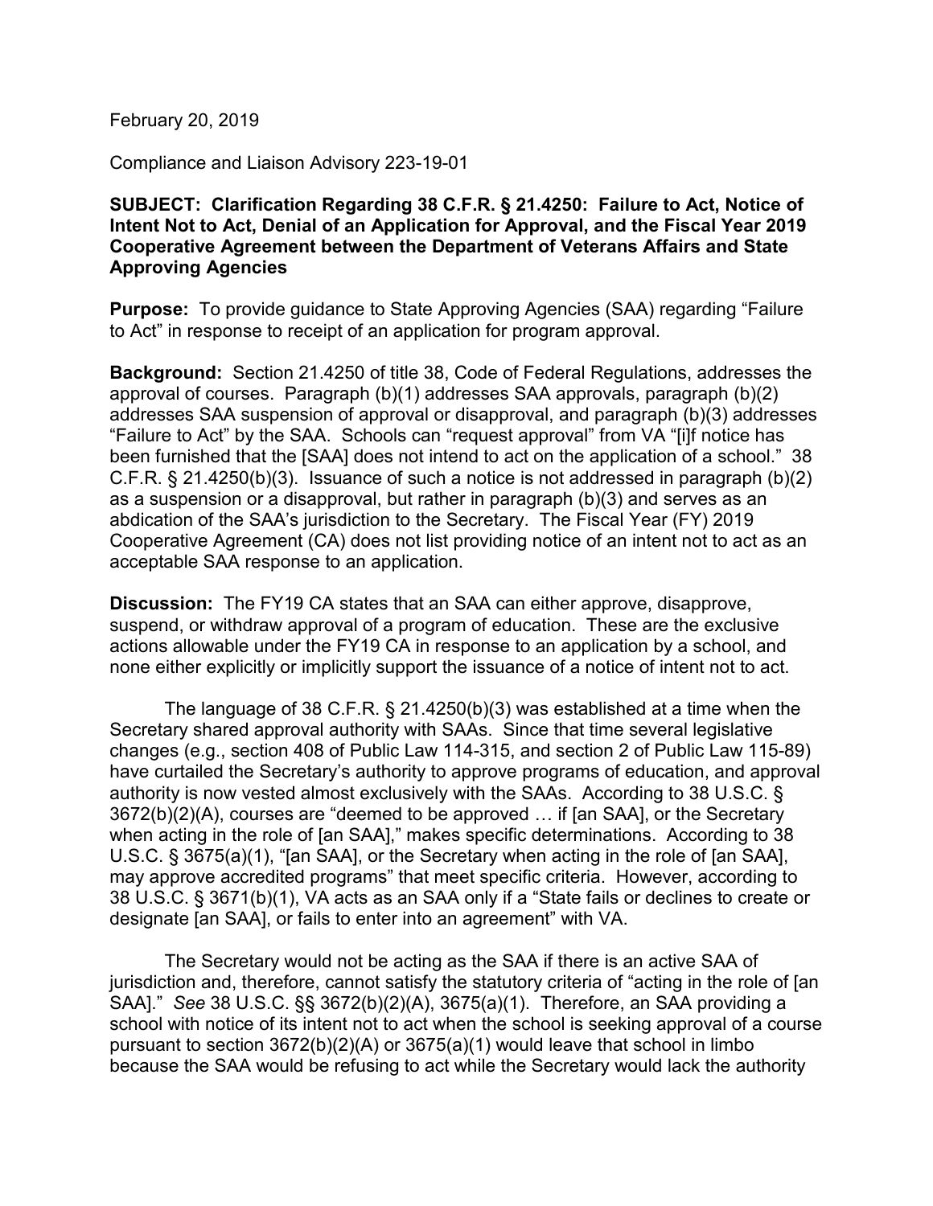February 20, 2019

Compliance and Liaison Advisory 223-19-01

**SUBJECT: Clarification Regarding 38 C.F.R. § 21.4250: Failure to Act, Notice of Intent Not to Act, Denial of an Application for Approval, and the Fiscal Year 2019 Cooperative Agreement between the Department of Veterans Affairs and State Approving Agencies**

**Purpose:** To provide guidance to State Approving Agencies (SAA) regarding "Failure to Act" in response to receipt of an application for program approval.

**Background:** Section 21.4250 of title 38, Code of Federal Regulations, addresses the approval of courses. Paragraph (b)(1) addresses SAA approvals, paragraph (b)(2) addresses SAA suspension of approval or disapproval, and paragraph (b)(3) addresses "Failure to Act" by the SAA. Schools can "request approval" from VA "[i]f notice has been furnished that the [SAA] does not intend to act on the application of a school." 38 C.F.R. § 21.4250(b)(3). Issuance of such a notice is not addressed in paragraph (b)(2) as a suspension or a disapproval, but rather in paragraph (b)(3) and serves as an abdication of the SAA's jurisdiction to the Secretary. The Fiscal Year (FY) 2019 Cooperative Agreement (CA) does not list providing notice of an intent not to act as an acceptable SAA response to an application.

**Discussion:** The FY19 CA states that an SAA can either approve, disapprove, suspend, or withdraw approval of a program of education. These are the exclusive actions allowable under the FY19 CA in response to an application by a school, and none either explicitly or implicitly support the issuance of a notice of intent not to act.

The language of 38 C.F.R. § 21.4250(b)(3) was established at a time when the Secretary shared approval authority with SAAs. Since that time several legislative changes (e.g., section 408 of Public Law 114-315, and section 2 of Public Law 115-89) have curtailed the Secretary's authority to approve programs of education, and approval authority is now vested almost exclusively with the SAAs. According to 38 U.S.C. § 3672(b)(2)(A), courses are "deemed to be approved … if [an SAA], or the Secretary when acting in the role of [an SAA]," makes specific determinations. According to 38 U.S.C. § 3675(a)(1), "[an SAA], or the Secretary when acting in the role of [an SAA], may approve accredited programs" that meet specific criteria. However, according to 38 U.S.C. § 3671(b)(1), VA acts as an SAA only if a "State fails or declines to create or designate [an SAA], or fails to enter into an agreement" with VA.

The Secretary would not be acting as the SAA if there is an active SAA of jurisdiction and, therefore, cannot satisfy the statutory criteria of "acting in the role of [an SAA]." *See* 38 U.S.C. §§ 3672(b)(2)(A), 3675(a)(1). Therefore, an SAA providing a school with notice of its intent not to act when the school is seeking approval of a course pursuant to section 3672(b)(2)(A) or 3675(a)(1) would leave that school in limbo because the SAA would be refusing to act while the Secretary would lack the authority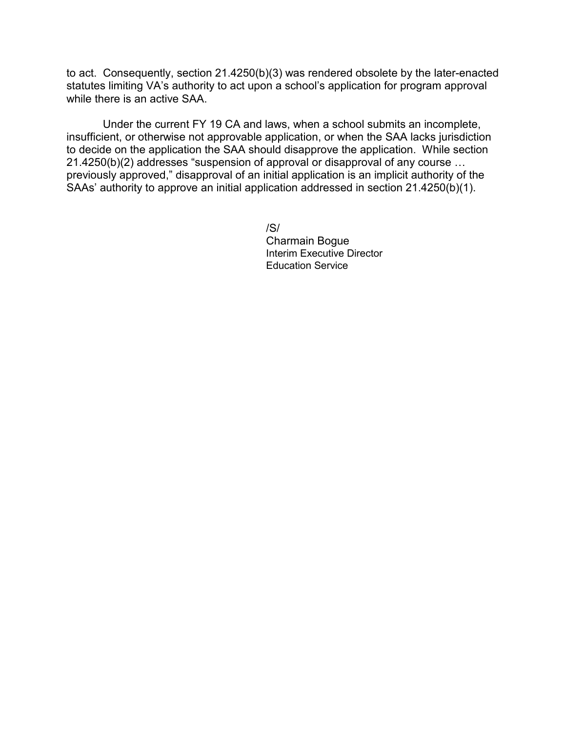to act. Consequently, section 21.4250(b)(3) was rendered obsolete by the later-enacted statutes limiting VA's authority to act upon a school's application for program approval while there is an active SAA.

Under the current FY 19 CA and laws, when a school submits an incomplete, insufficient, or otherwise not approvable application, or when the SAA lacks jurisdiction to decide on the application the SAA should disapprove the application. While section 21.4250(b)(2) addresses "suspension of approval or disapproval of any course … previously approved," disapproval of an initial application is an implicit authority of the SAAs' authority to approve an initial application addressed in section 21.4250(b)(1).

/S/
Charmain Bogue
Interim Executive Director
Education Service